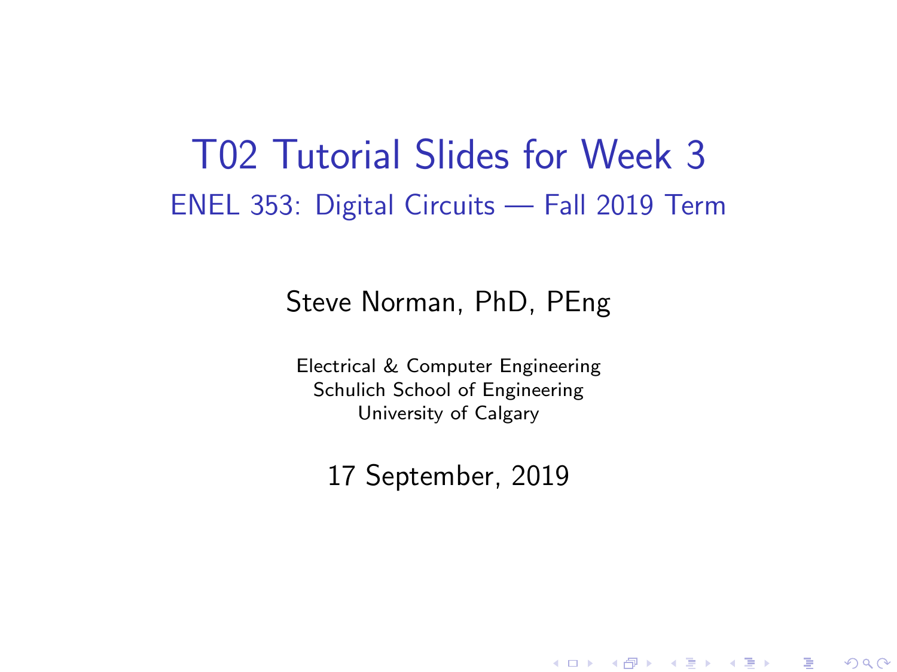# T02 Tutorial Slides for Week 3

## ENEL 353: Digital Circuits — Fall 2019 Term

Steve Norman, PhD, PEng

Electrical & Computer Engineering
Schulich School of Engineering
University of Calgary

17 September, 2019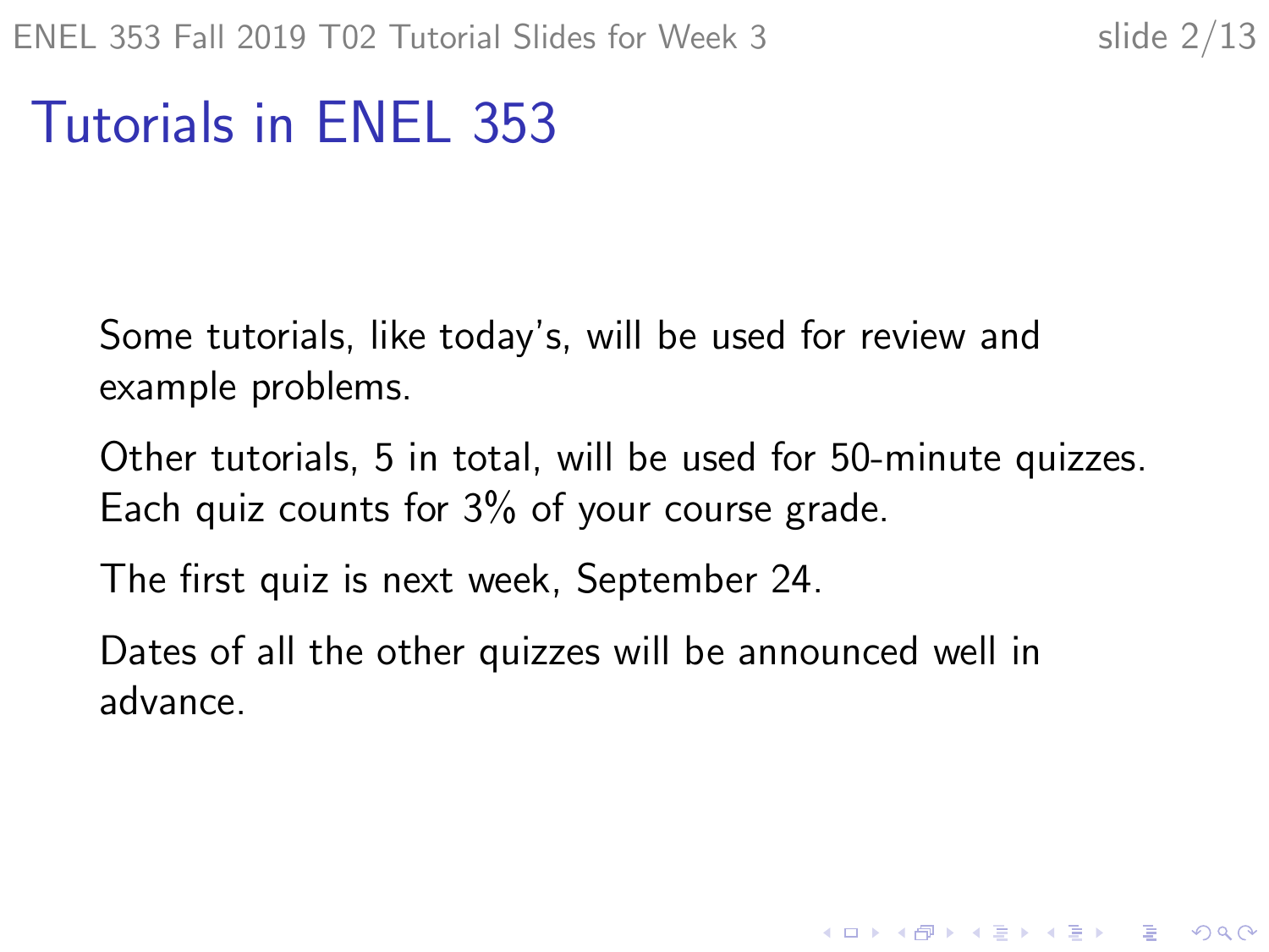# Tutorials in ENEL 353

Some tutorials, like today's, will be used for review and example problems.

Other tutorials, 5 in total, will be used for 50-minute quizzes. Each quiz counts for 3% of your course grade.

The first quiz is next week, September 24.

Dates of all the other quizzes will be announced well in advance.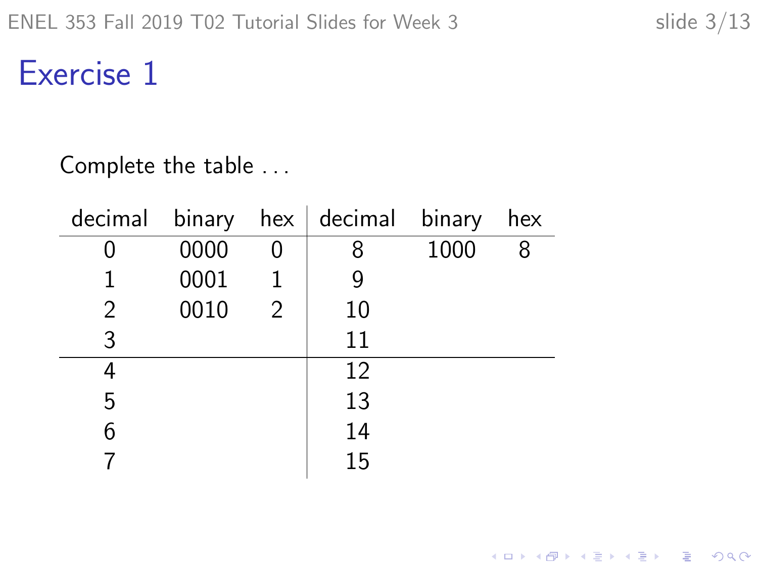# Exercise 1

Complete the table . . .

| decimal | binary | hex | decimal | binary | hex |
|---|---|---|---|---|---|
| 0 | 0000 | 0 | 8 | 1000 | 8 |
| 1 | 0001 | 1 | 9 | | |
| 2 | 0010 | 2 | 10 | | |
| 3 | | | 11 | | |
| 4 | | | 12 | | |
| 5 | | | 13 | | |
| 6 | | | 14 | | |
| 7 | | | 15 | | |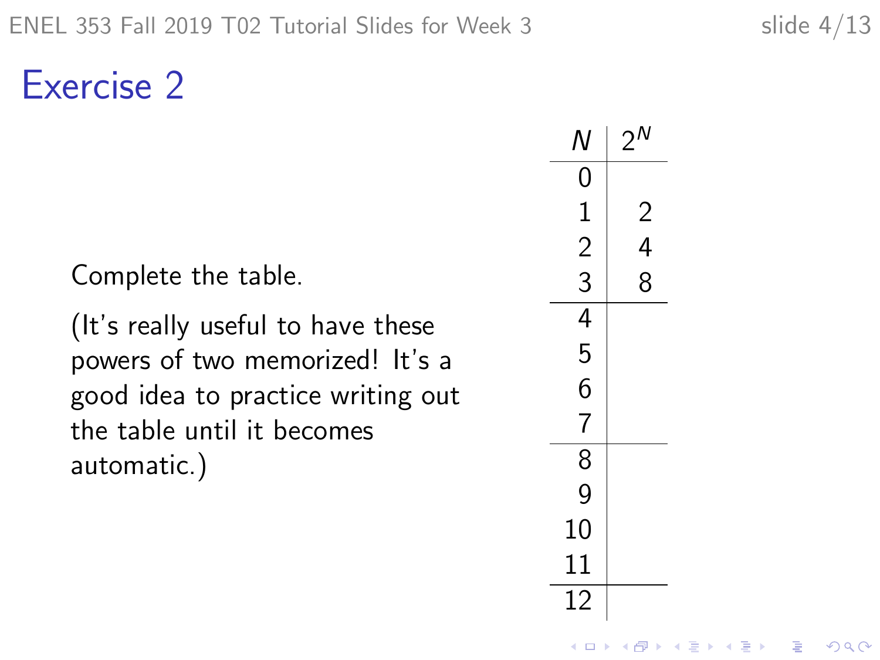## Exercise 2

Complete the table.

(It's really useful to have these powers of two memorized! It's a good idea to practice writing out the table until it becomes automatic.)

| $N$ | $2^N$ |
|---|---|
| 0 | |
| 1 | 2 |
| 2 | 4 |
| 3 | 8 |
| 4 | |
| 5 | |
| 6 | |
| 7 | |
| 8 | |
| 9 | |
| 10 | |
| 11 | |
| 12 | |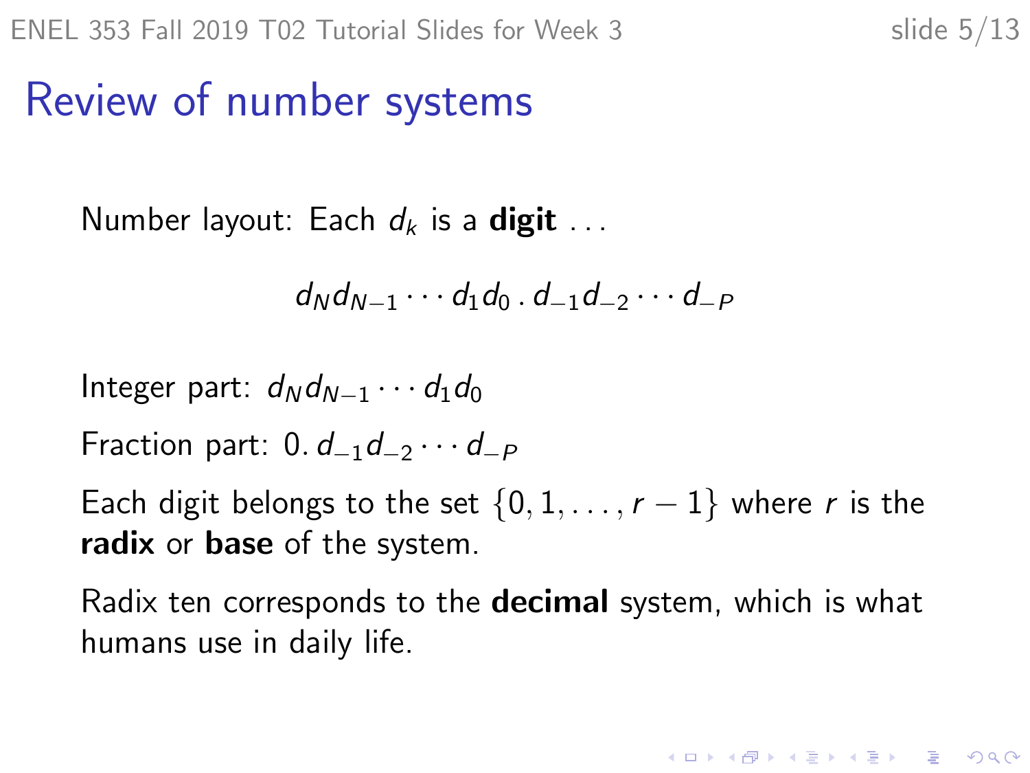# Review of number systems

Number layout: Each $d_k$ is a **digit** ...

$$d_N d_{N-1} \cdots d_1 d_0 \,.\, d_{-1} d_{-2} \cdots d_{-P}$$

Integer part: $d_N d_{N-1} \cdots d_1 d_0$

Fraction part: $0.\, d_{-1} d_{-2} \cdots d_{-P}$

Each digit belongs to the set $\{0, 1, \ldots, r-1\}$ where $r$ is the **radix** or **base** of the system.

Radix ten corresponds to the **decimal** system, which is what humans use in daily life.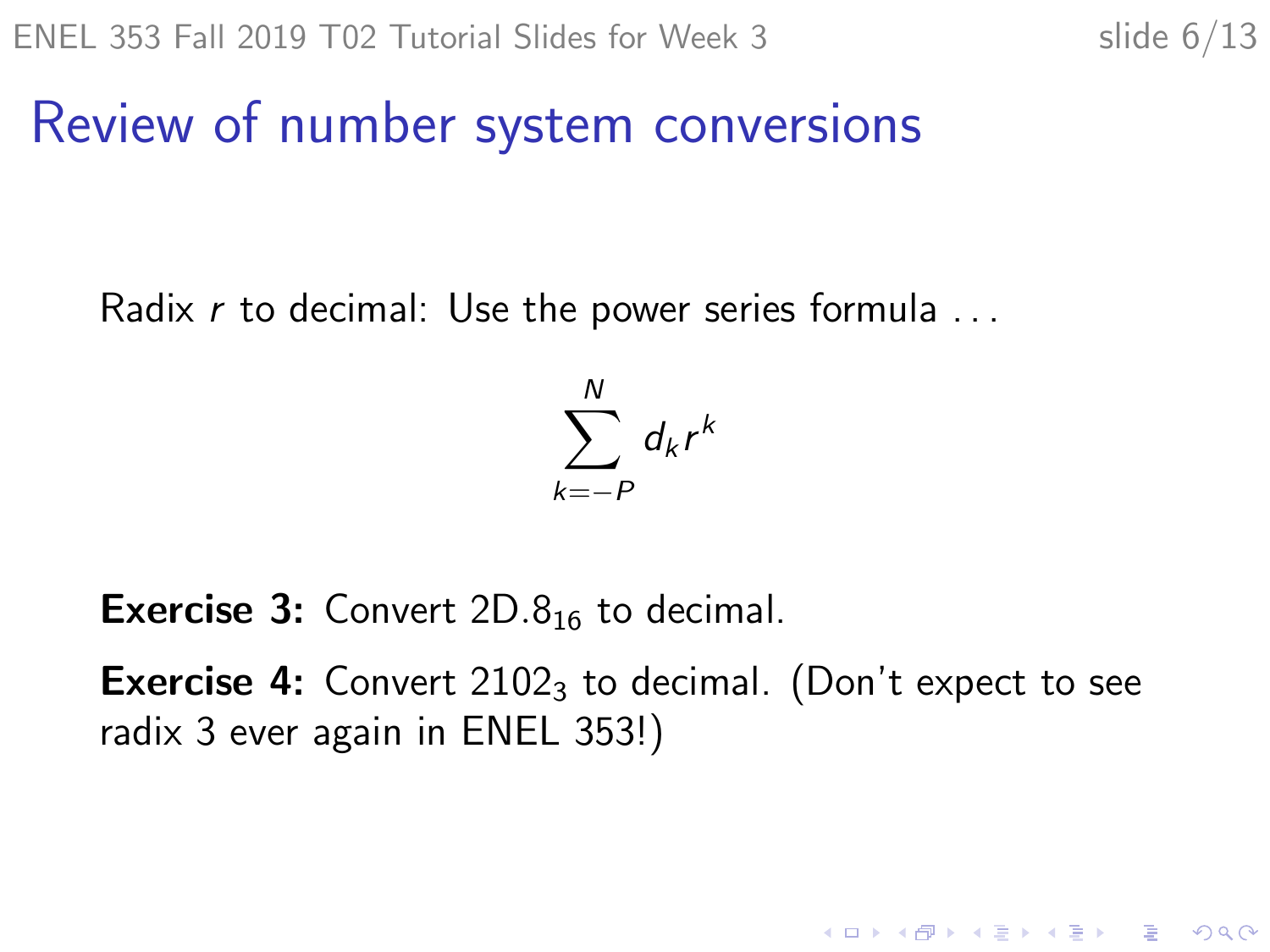# Review of number system conversions

Radix $r$ to decimal: Use the power series formula . . .

$$\sum_{k=-P}^{N} d_k r^k$$

**Exercise 3:** Convert $2D.8_{16}$ to decimal.

**Exercise 4:** Convert $2102_3$ to decimal. (Don't expect to see radix 3 ever again in ENEL 353!)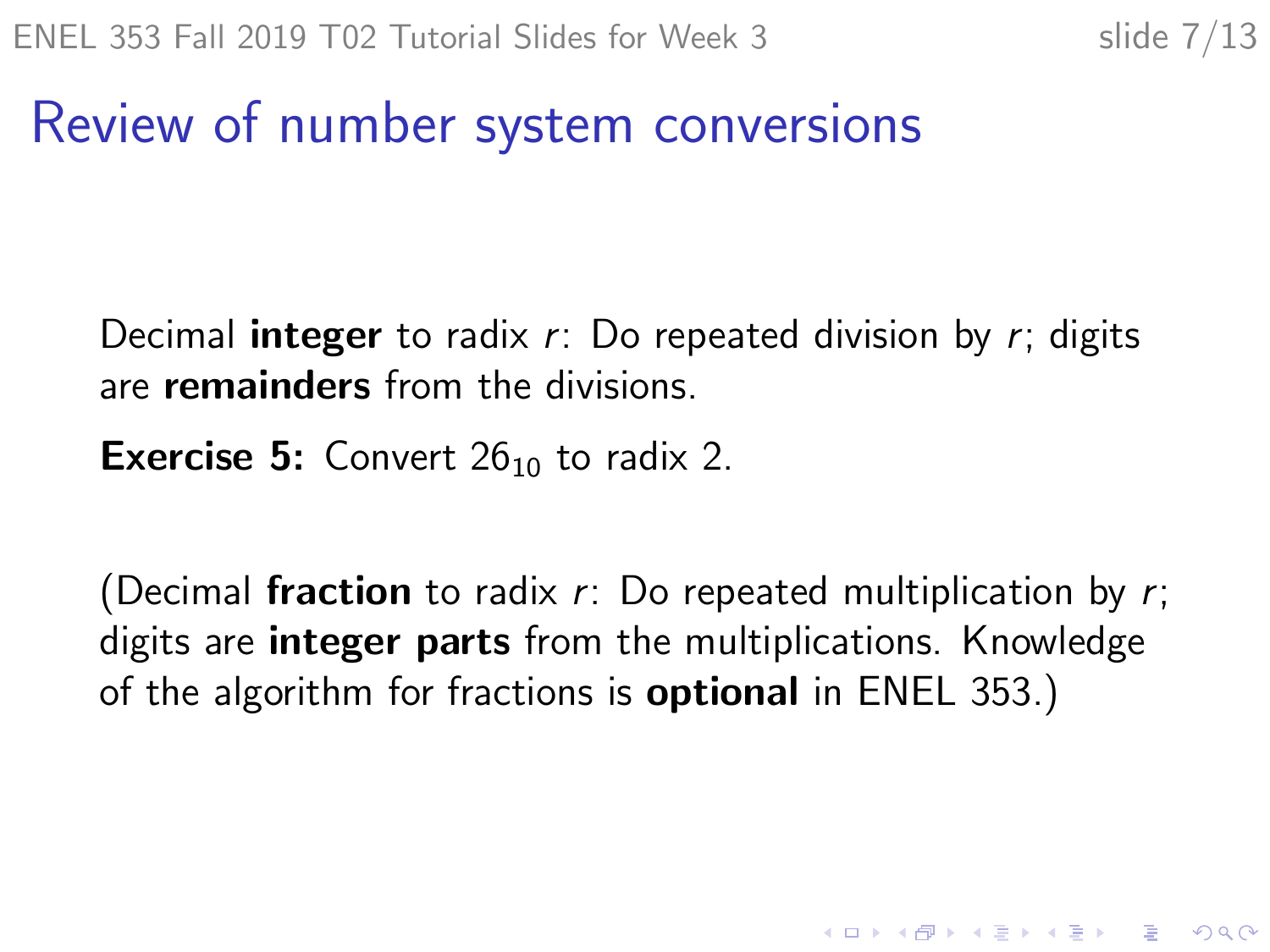# Review of number system conversions

Decimal **integer** to radix $r$: Do repeated division by $r$; digits are **remainders** from the divisions.

**Exercise 5:** Convert $26_{10}$ to radix 2.

(Decimal **fraction** to radix $r$: Do repeated multiplication by $r$; digits are **integer parts** from the multiplications. Knowledge of the algorithm for fractions is **optional** in ENEL 353.)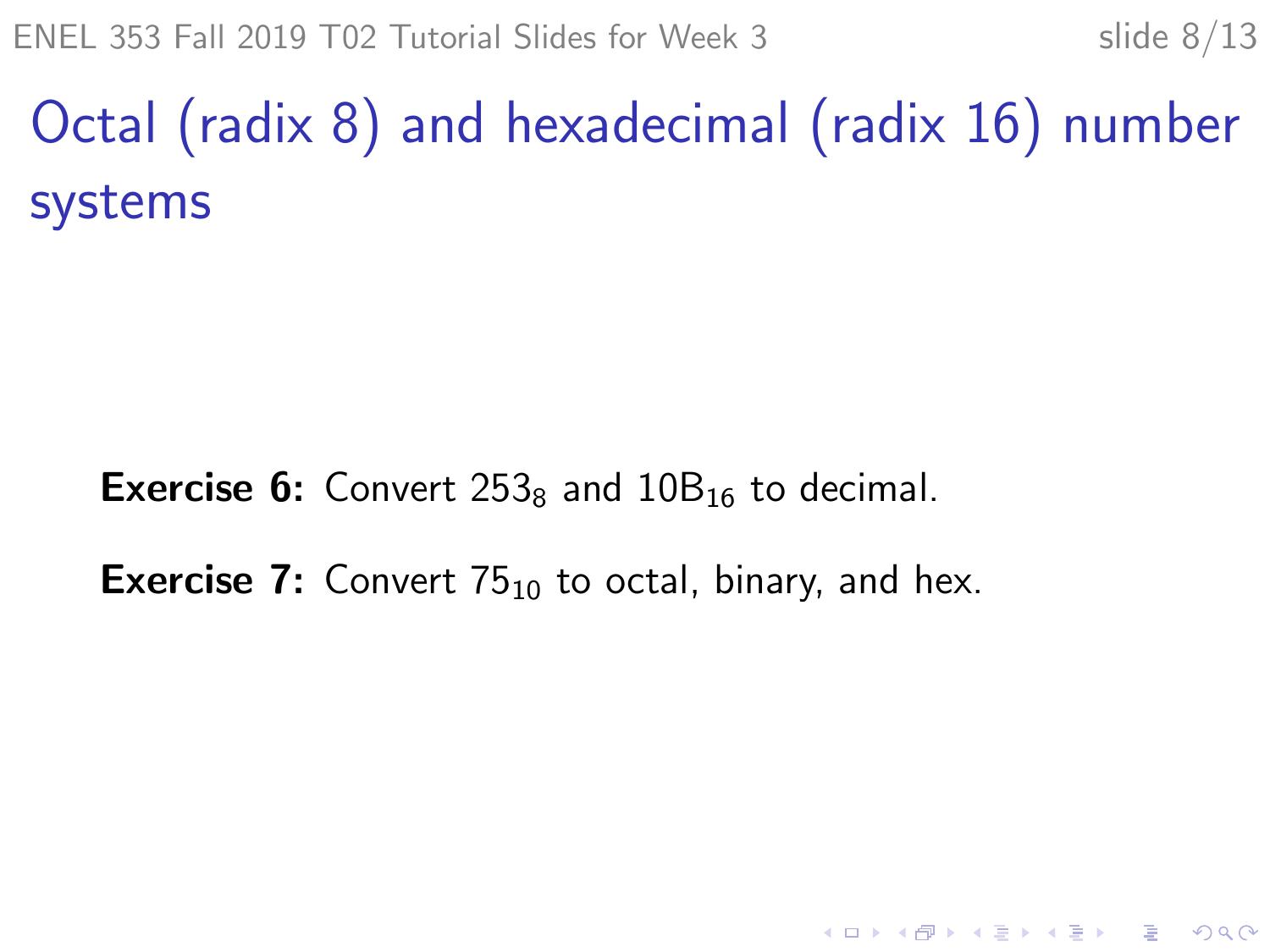# Octal (radix 8) and hexadecimal (radix 16) number systems

**Exercise 6:** Convert $253_8$ and $10B_{16}$ to decimal.

**Exercise 7:** Convert $75_{10}$ to octal, binary, and hex.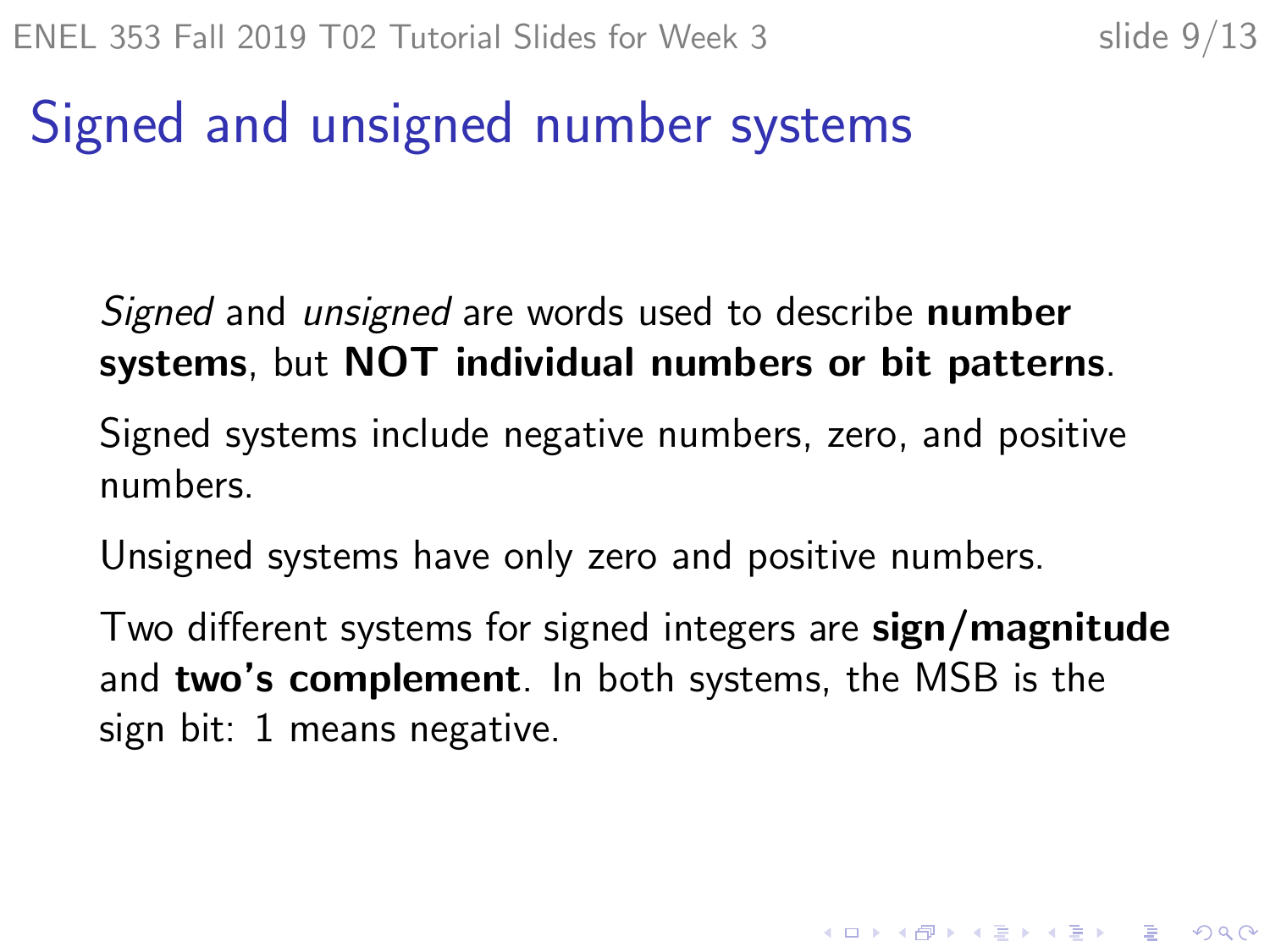# Signed and unsigned number systems

*Signed* and *unsigned* are words used to describe **number systems**, but **NOT individual numbers or bit patterns**.

Signed systems include negative numbers, zero, and positive numbers.

Unsigned systems have only zero and positive numbers.

Two different systems for signed integers are **sign/magnitude** and **two's complement**. In both systems, the MSB is the sign bit: 1 means negative.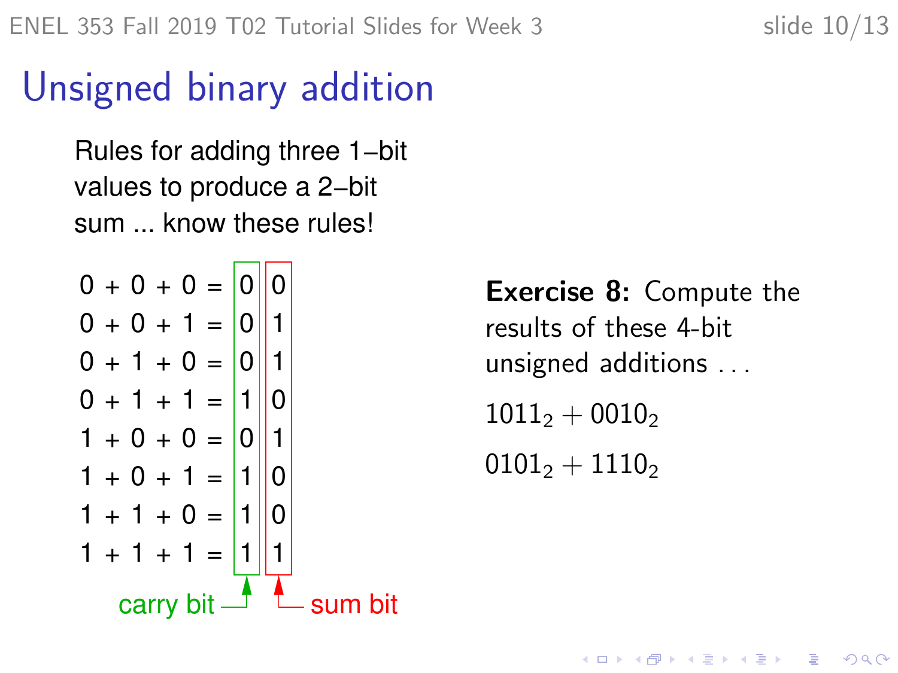# Unsigned binary addition

Rules for adding three 1–bit values to produce a 2–bit sum ... know these rules!

| | carry bit | sum bit |
|---|---|---|
| 0 + 0 + 0 = | 0 | 0 |
| 0 + 0 + 1 = | 0 | 1 |
| 0 + 1 + 0 = | 0 | 1 |
| 0 + 1 + 1 = | 1 | 0 |
| 1 + 0 + 0 = | 0 | 1 |
| 1 + 0 + 1 = | 1 | 0 |
| 1 + 1 + 0 = | 1 | 0 |
| 1 + 1 + 1 = | 1 | 1 |

**Exercise 8:** Compute the results of these 4-bit unsigned additions . . .

$1011_2 + 0010_2$

$0101_2 + 1110_2$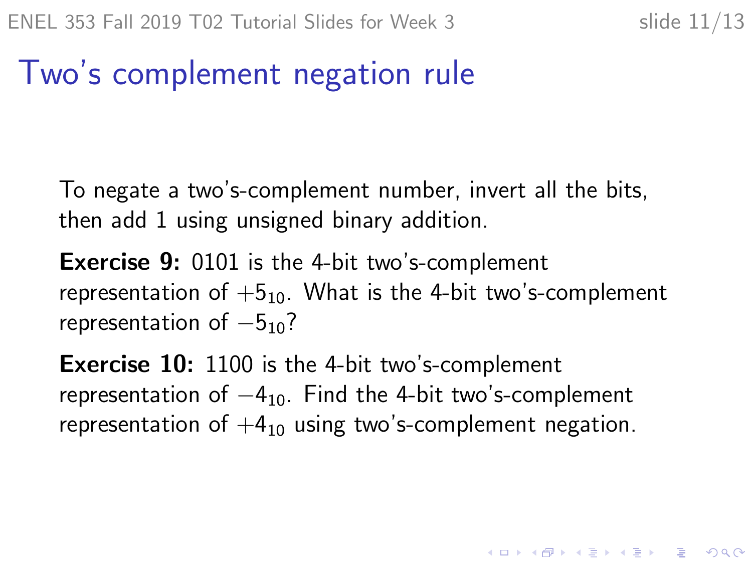# Two's complement negation rule

To negate a two's-complement number, invert all the bits, then add 1 using unsigned binary addition.

**Exercise 9:** 0101 is the 4-bit two's-complement representation of $+5_{10}$. What is the 4-bit two's-complement representation of $-5_{10}$?

**Exercise 10:** 1100 is the 4-bit two's-complement representation of $-4_{10}$. Find the 4-bit two's-complement representation of $+4_{10}$ using two's-complement negation.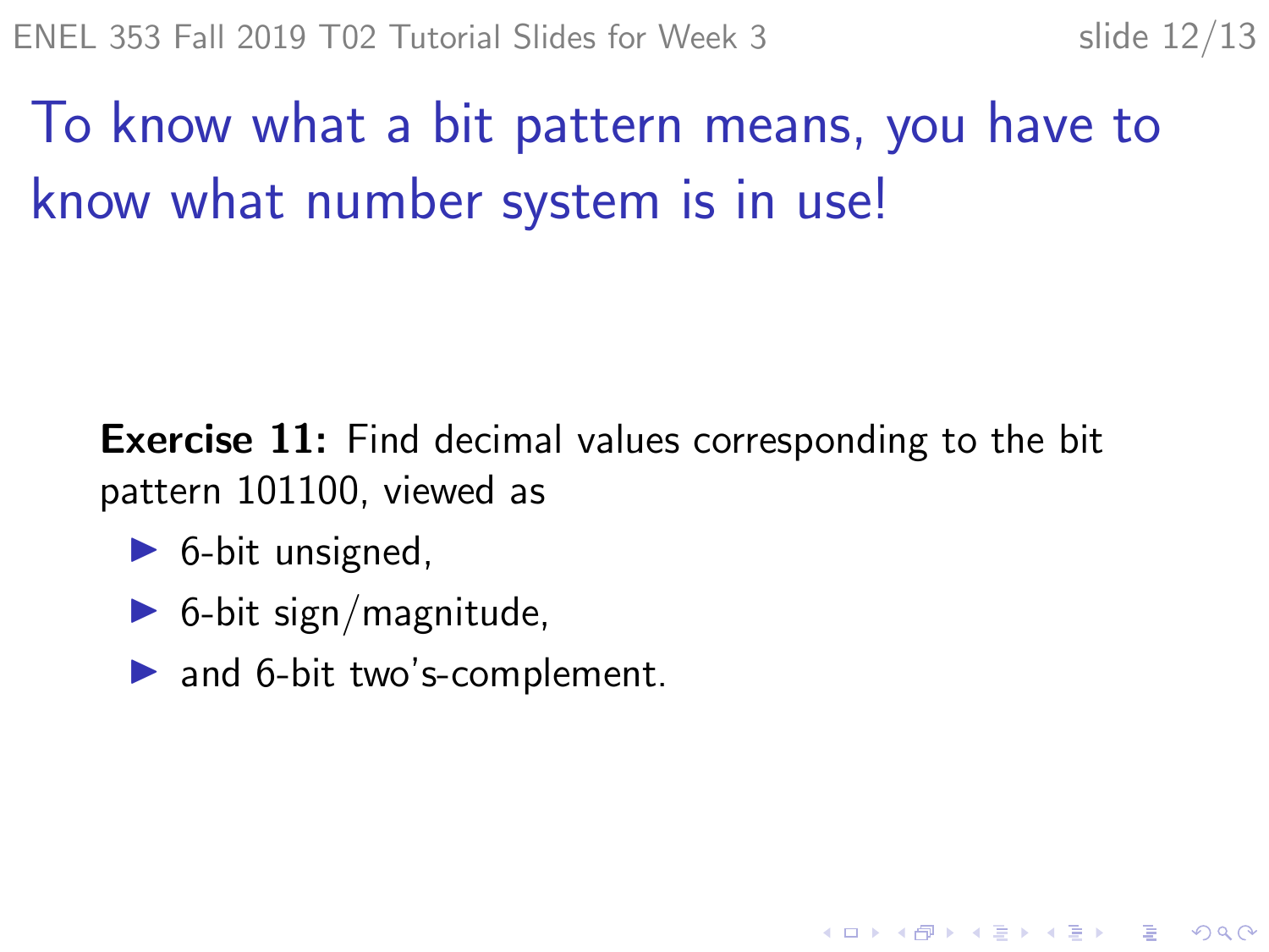# To know what a bit pattern means, you have to know what number system is in use!

**Exercise 11:** Find decimal values corresponding to the bit pattern 101100, viewed as

- 6-bit unsigned,
- 6-bit sign/magnitude,
- and 6-bit two's-complement.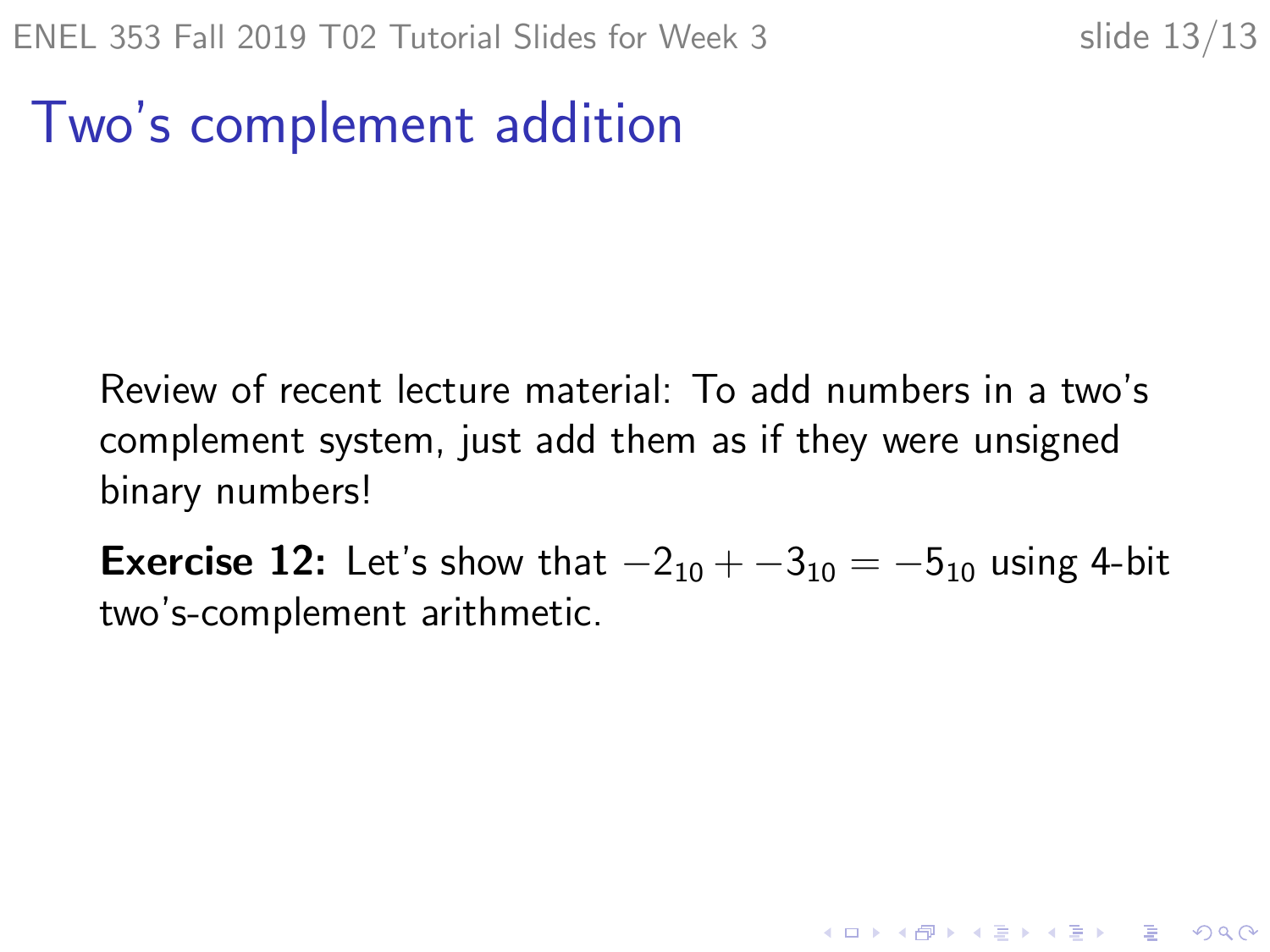# Two's complement addition

Review of recent lecture material: To add numbers in a two's complement system, just add them as if they were unsigned binary numbers!

**Exercise 12:** Let's show that $-2_{10} + -3_{10} = -5_{10}$ using 4-bit two's-complement arithmetic.